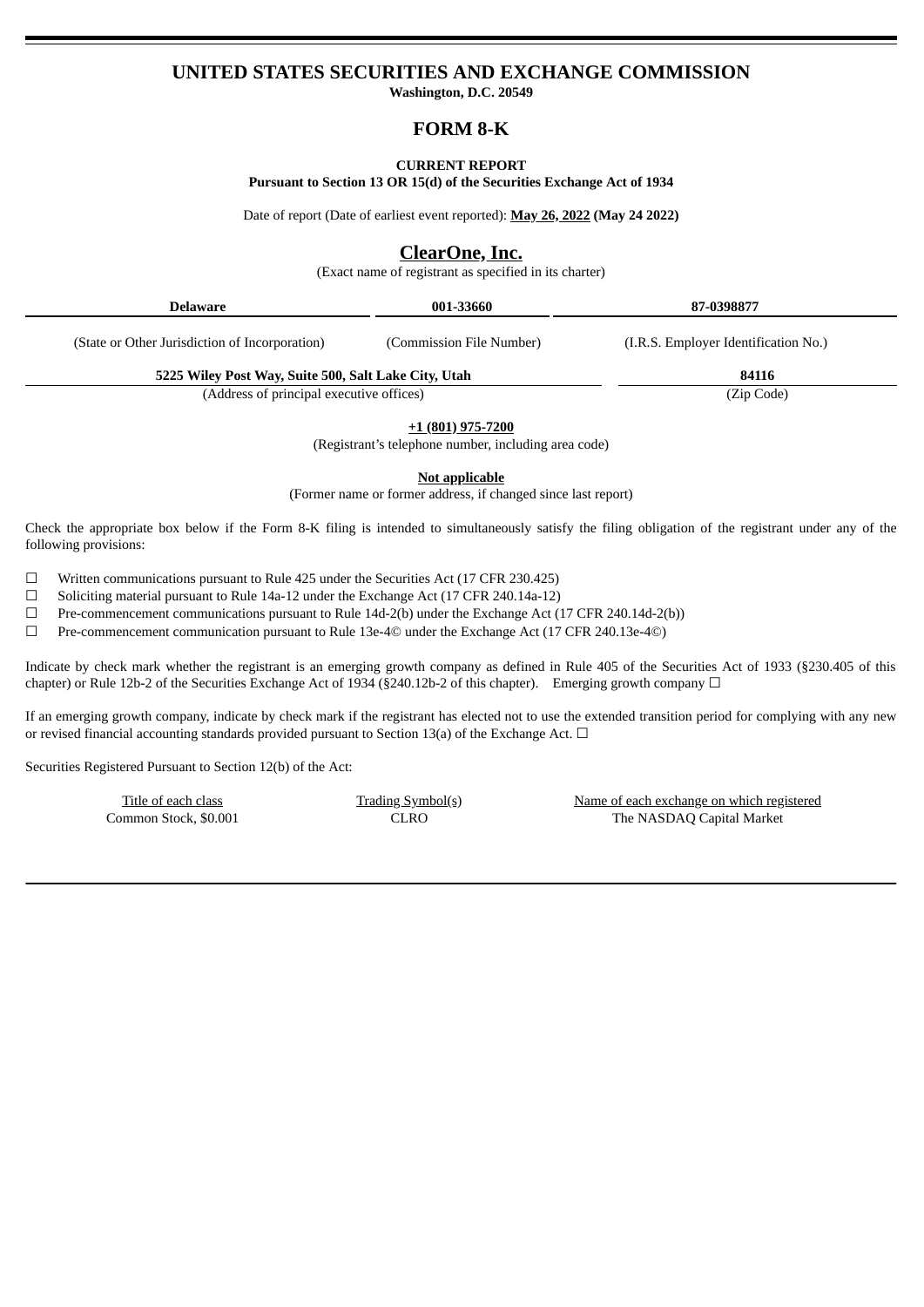# UNITED STATES SECURITIES AND EXCHANGE COMMISSION

**Washington, D.C. 20549**

## FORM 8-K

**CURRENT REPORT**

**Pursuant to Section 13 OR 15(d) of the Securities Exchange Act of 1934**

Date of report (Date of earliest event reported): **May 26, 2022** **(May 24 2022)**

## ClearOne, Inc.

(Exact name of registrant as specified in its charter)

| **Delaware** | **001-33660** | **87-0398877** |
|---|---|---|
| (State or Other Jurisdiction of Incorporation) | (Commission File Number) | (I.R.S. Employer Identification No.) |

| **5225 Wiley Post Way, Suite 500, Salt Lake City, Utah** | **84116** |
|---|---|
| (Address of principal executive offices) | (Zip Code) |

**+1 (801) 975-7200**

(Registrant's telephone number, including area code)

**Not applicable**

(Former name or former address, if changed since last report)

Check the appropriate box below if the Form 8-K filing is intended to simultaneously satisfy the filing obligation of the registrant under any of the following provisions:

☐ Written communications pursuant to Rule 425 under the Securities Act (17 CFR 230.425)

☐ Soliciting material pursuant to Rule 14a-12 under the Exchange Act (17 CFR 240.14a-12)

☐ Pre-commencement communications pursuant to Rule 14d-2(b) under the Exchange Act (17 CFR 240.14d-2(b))

☐ Pre-commencement communication pursuant to Rule 13e-4© under the Exchange Act (17 CFR 240.13e-4©)

Indicate by check mark whether the registrant is an emerging growth company as defined in Rule 405 of the Securities Act of 1933 (§230.405 of this chapter) or Rule 12b-2 of the Securities Exchange Act of 1934 (§240.12b-2 of this chapter). Emerging growth company ☐

If an emerging growth company, indicate by check mark if the registrant has elected not to use the extended transition period for complying with any new or revised financial accounting standards provided pursuant to Section 13(a) of the Exchange Act. ☐

Securities Registered Pursuant to Section 12(b) of the Act:

| Title of each class | Trading Symbol(s) | Name of each exchange on which registered |
|---|---|---|
| Common Stock, $0.001 | CLRO | The NASDAQ Capital Market |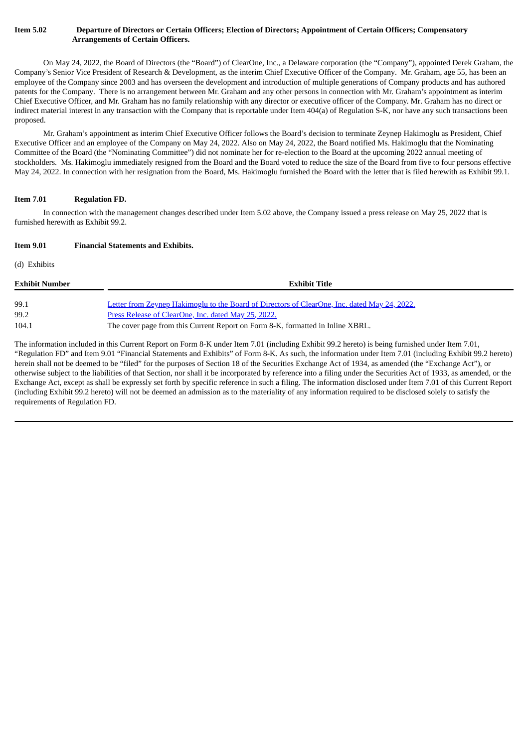**Item 5.02 Departure of Directors or Certain Officers; Election of Directors; Appointment of Certain Officers; Compensatory Arrangements of Certain Officers.**

On May 24, 2022, the Board of Directors (the "Board") of ClearOne, Inc., a Delaware corporation (the "Company"), appointed Derek Graham, the Company's Senior Vice President of Research & Development, as the interim Chief Executive Officer of the Company. Mr. Graham, age 55, has been an employee of the Company since 2003 and has overseen the development and introduction of multiple generations of Company products and has authored patents for the Company. There is no arrangement between Mr. Graham and any other persons in connection with Mr. Graham's appointment as interim Chief Executive Officer, and Mr. Graham has no family relationship with any director or executive officer of the Company. Mr. Graham has no direct or indirect material interest in any transaction with the Company that is reportable under Item 404(a) of Regulation S-K, nor have any such transactions been proposed.

Mr. Graham's appointment as interim Chief Executive Officer follows the Board's decision to terminate Zeynep Hakimoglu as President, Chief Executive Officer and an employee of the Company on May 24, 2022. Also on May 24, 2022, the Board notified Ms. Hakimoglu that the Nominating Committee of the Board (the "Nominating Committee") did not nominate her for re-election to the Board at the upcoming 2022 annual meeting of stockholders. Ms. Hakimoglu immediately resigned from the Board and the Board voted to reduce the size of the Board from five to four persons effective May 24, 2022. In connection with her resignation from the Board, Ms. Hakimoglu furnished the Board with the letter that is filed herewith as Exhibit 99.1.

**Item 7.01 Regulation FD.**

In connection with the management changes described under Item 5.02 above, the Company issued a press release on May 25, 2022 that is furnished herewith as Exhibit 99.2.

**Item 9.01 Financial Statements and Exhibits.**

(d) Exhibits

| Exhibit Number | Exhibit Title |
|---|---|
| 99.1 | Letter from Zeynep Hakimoglu to the Board of Directors of ClearOne, Inc. dated May 24, 2022. |
| 99.2 | Press Release of ClearOne, Inc. dated May 25, 2022. |
| 104.1 | The cover page from this Current Report on Form 8-K, formatted in Inline XBRL. |

The information included in this Current Report on Form 8-K under Item 7.01 (including Exhibit 99.2 hereto) is being furnished under Item 7.01, "Regulation FD" and Item 9.01 "Financial Statements and Exhibits" of Form 8-K. As such, the information under Item 7.01 (including Exhibit 99.2 hereto) herein shall not be deemed to be "filed" for the purposes of Section 18 of the Securities Exchange Act of 1934, as amended (the "Exchange Act"), or otherwise subject to the liabilities of that Section, nor shall it be incorporated by reference into a filing under the Securities Act of 1933, as amended, or the Exchange Act, except as shall be expressly set forth by specific reference in such a filing. The information disclosed under Item 7.01 of this Current Report (including Exhibit 99.2 hereto) will not be deemed an admission as to the materiality of any information required to be disclosed solely to satisfy the requirements of Regulation FD.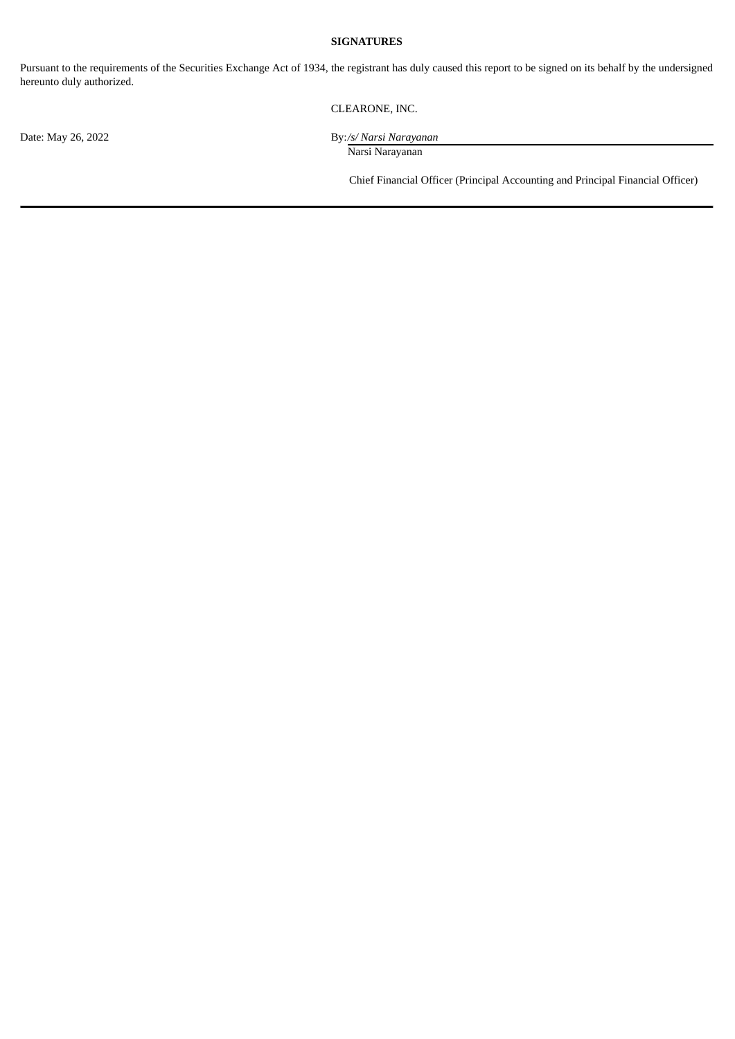**SIGNATURES**

Pursuant to the requirements of the Securities Exchange Act of 1934, the registrant has duly caused this report to be signed on its behalf by the undersigned hereunto duly authorized.

CLEARONE, INC.

Date: May 26, 2022

By: */s/ Narsi Narayanan*

Narsi Narayanan

Chief Financial Officer (Principal Accounting and Principal Financial Officer)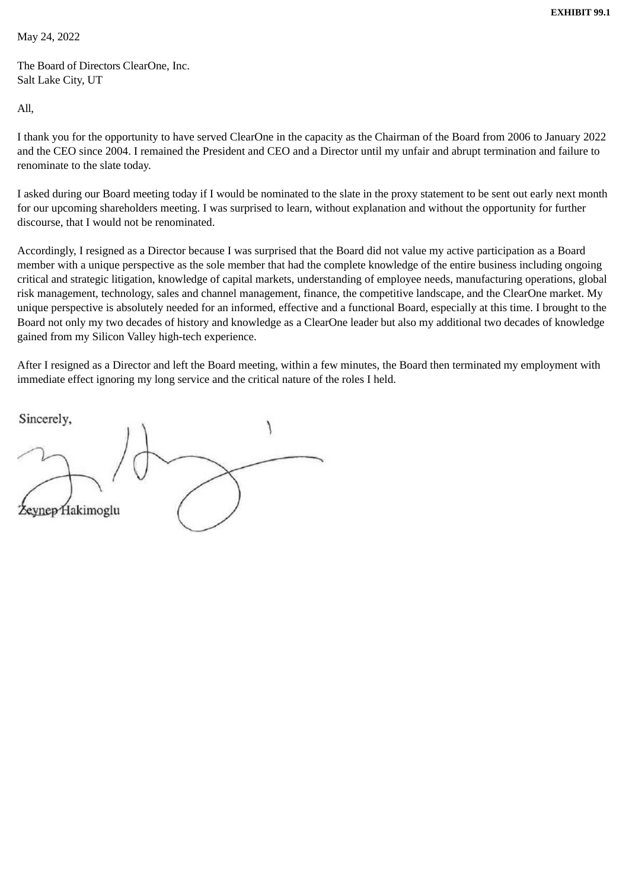**EXHIBIT 99.1**

May 24, 2022

The Board of Directors ClearOne, Inc.
Salt Lake City, UT

All,

I thank you for the opportunity to have served ClearOne in the capacity as the Chairman of the Board from 2006 to January 2022 and the CEO since 2004. I remained the President and CEO and a Director until my unfair and abrupt termination and failure to renominate to the slate today.

I asked during our Board meeting today if I would be nominated to the slate in the proxy statement to be sent out early next month for our upcoming shareholders meeting. I was surprised to learn, without explanation and without the opportunity for further discourse, that I would not be renominated.

Accordingly, I resigned as a Director because I was surprised that the Board did not value my active participation as a Board member with a unique perspective as the sole member that had the complete knowledge of the entire business including ongoing critical and strategic litigation, knowledge of capital markets, understanding of employee needs, manufacturing operations, global risk management, technology, sales and channel management, finance, the competitive landscape, and the ClearOne market. My unique perspective is absolutely needed for an informed, effective and a functional Board, especially at this time. I brought to the Board not only my two decades of history and knowledge as a ClearOne leader but also my additional two decades of knowledge gained from my Silicon Valley high-tech experience.

After I resigned as a Director and left the Board meeting, within a few minutes, the Board then terminated my employment with immediate effect ignoring my long service and the critical nature of the roles I held.

Sincerely,

Zeynep Hakimoglu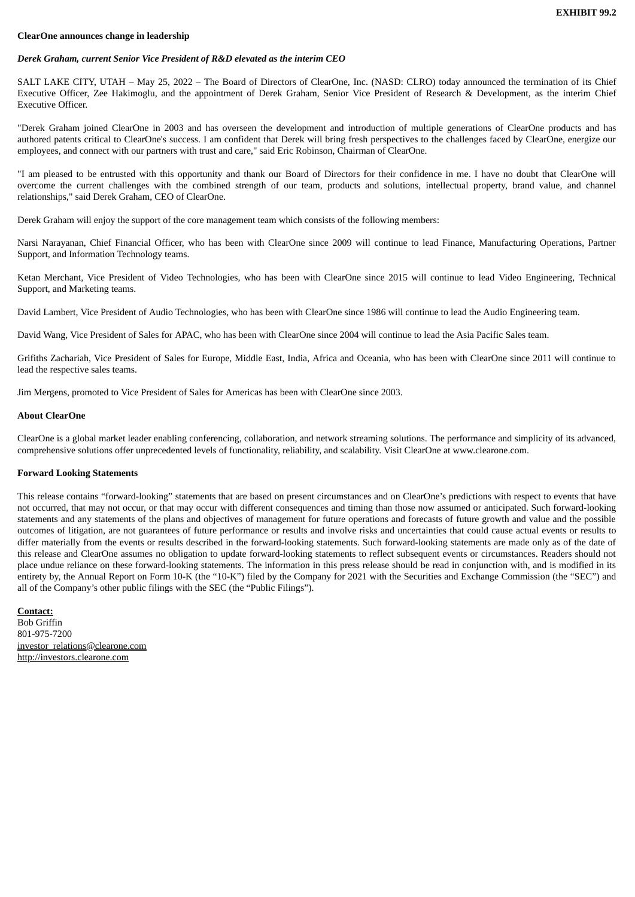**EXHIBIT 99.2**

**ClearOne announces change in leadership**

***Derek Graham, current Senior Vice President of R&D elevated as the interim CEO***

SALT LAKE CITY, UTAH – May 25, 2022 – The Board of Directors of ClearOne, Inc. (NASD: CLRO) today announced the termination of its Chief Executive Officer, Zee Hakimoglu, and the appointment of Derek Graham, Senior Vice President of Research & Development, as the interim Chief Executive Officer.

"Derek Graham joined ClearOne in 2003 and has overseen the development and introduction of multiple generations of ClearOne products and has authored patents critical to ClearOne's success. I am confident that Derek will bring fresh perspectives to the challenges faced by ClearOne, energize our employees, and connect with our partners with trust and care," said Eric Robinson, Chairman of ClearOne.

"I am pleased to be entrusted with this opportunity and thank our Board of Directors for their confidence in me. I have no doubt that ClearOne will overcome the current challenges with the combined strength of our team, products and solutions, intellectual property, brand value, and channel relationships," said Derek Graham, CEO of ClearOne.

Derek Graham will enjoy the support of the core management team which consists of the following members:

Narsi Narayanan, Chief Financial Officer, who has been with ClearOne since 2009 will continue to lead Finance, Manufacturing Operations, Partner Support, and Information Technology teams.

Ketan Merchant, Vice President of Video Technologies, who has been with ClearOne since 2015 will continue to lead Video Engineering, Technical Support, and Marketing teams.

David Lambert, Vice President of Audio Technologies, who has been with ClearOne since 1986 will continue to lead the Audio Engineering team.

David Wang, Vice President of Sales for APAC, who has been with ClearOne since 2004 will continue to lead the Asia Pacific Sales team.

Grifiths Zachariah, Vice President of Sales for Europe, Middle East, India, Africa and Oceania, who has been with ClearOne since 2011 will continue to lead the respective sales teams.

Jim Mergens, promoted to Vice President of Sales for Americas has been with ClearOne since 2003.

**About ClearOne**

ClearOne is a global market leader enabling conferencing, collaboration, and network streaming solutions. The performance and simplicity of its advanced, comprehensive solutions offer unprecedented levels of functionality, reliability, and scalability. Visit ClearOne at www.clearone.com.

**Forward Looking Statements**

This release contains "forward-looking" statements that are based on present circumstances and on ClearOne's predictions with respect to events that have not occurred, that may not occur, or that may occur with different consequences and timing than those now assumed or anticipated. Such forward-looking statements and any statements of the plans and objectives of management for future operations and forecasts of future growth and value and the possible outcomes of litigation, are not guarantees of future performance or results and involve risks and uncertainties that could cause actual events or results to differ materially from the events or results described in the forward-looking statements. Such forward-looking statements are made only as of the date of this release and ClearOne assumes no obligation to update forward-looking statements to reflect subsequent events or circumstances. Readers should not place undue reliance on these forward-looking statements. The information in this press release should be read in conjunction with, and is modified in its entirety by, the Annual Report on Form 10-K (the "10-K") filed by the Company for 2021 with the Securities and Exchange Commission (the "SEC") and all of the Company's other public filings with the SEC (the "Public Filings").

**Contact:**
Bob Griffin
801-975-7200
investor_relations@clearone.com
http://investors.clearone.com